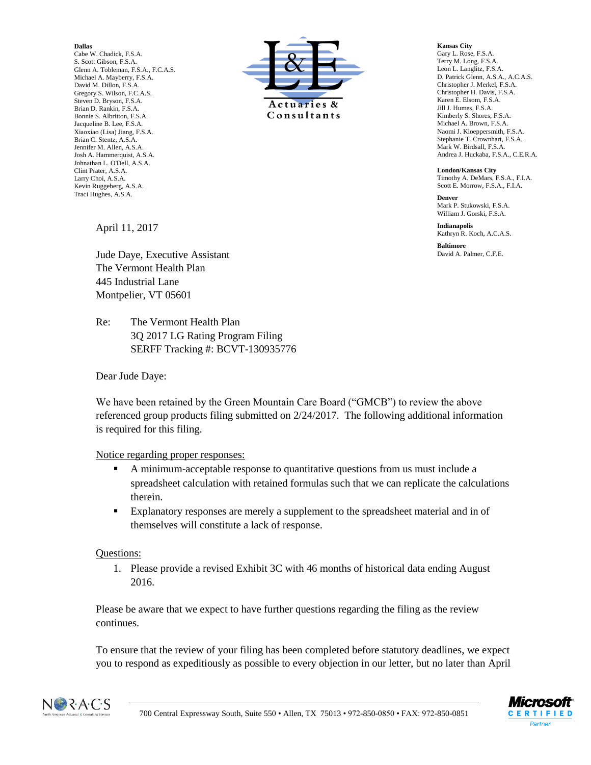**Dallas**
Cabe W. Chadick, F.S.A.
S. Scott Gibson, F.S.A.
Glenn A. Tobleman, F.S.A., F.C.A.S.
Michael A. Mayberry, F.S.A.
David M. Dillon, F.S.A.
Gregory S. Wilson, F.C.A.S.
Steven D. Bryson, F.S.A.
Brian D. Rankin, F.S.A.
Bonnie S. Albritton, F.S.A.
Jacqueline B. Lee, F.S.A.
Xiaoxiao (Lisa) Jiang, F.S.A.
Brian C. Stentz, A.S.A.
Jennifer M. Allen, A.S.A.
Josh A. Hammerquist, A.S.A.
Johnathan L. O'Dell, A.S.A.
Clint Prater, A.S.A.
Larry Choi, A.S.A.
Kevin Ruggeberg, A.S.A.
Traci Hughes, A.S.A.

L&E Actuaries & Consultants

**Kansas City**
Gary L. Rose, F.S.A.
Terry M. Long, F.S.A.
Leon L. Langlitz, F.S.A.
D. Patrick Glenn, A.S.A., A.C.A.S.
Christopher J. Merkel, F.S.A.
Christopher H. Davis, F.S.A.
Karen E. Elsom, F.S.A.
Jill J. Humes, F.S.A.
Kimberly S. Shores, F.S.A.
Michael A. Brown, F.S.A.
Naomi J. Kloeppersmith, F.S.A.
Stephanie T. Crownhart, F.S.A.
Mark W. Birdsall, F.S.A.
Andrea J. Huckaba, F.S.A., C.E.R.A.

**London/Kansas City**
Timothy A. DeMars, F.S.A., F.I.A.
Scott E. Morrow, F.S.A., F.I.A.

**Denver**
Mark P. Stukowski, F.S.A.
William J. Gorski, F.S.A.

**Indianapolis**
Kathryn R. Koch, A.C.A.S.

**Baltimore**
David A. Palmer, C.F.E.

April 11, 2017

Jude Daye, Executive Assistant
The Vermont Health Plan
445 Industrial Lane
Montpelier, VT 05601

Re: The Vermont Health Plan
3Q 2017 LG Rating Program Filing
SERFF Tracking #: BCVT-130935776

Dear Jude Daye:

We have been retained by the Green Mountain Care Board ("GMCB") to review the above referenced group products filing submitted on 2/24/2017. The following additional information is required for this filing.

Notice regarding proper responses:

- A minimum-acceptable response to quantitative questions from us must include a spreadsheet calculation with retained formulas such that we can replicate the calculations therein.
- Explanatory responses are merely a supplement to the spreadsheet material and in of themselves will constitute a lack of response.

Questions:

1. Please provide a revised Exhibit 3C with 46 months of historical data ending August 2016.

Please be aware that we expect to have further questions regarding the filing as the review continues.

To ensure that the review of your filing has been completed before statutory deadlines, we expect you to respond as expeditiously as possible to every objection in our letter, but no later than April

700 Central Expressway South, Suite 550 • Allen, TX 75013 • 972-850-0850 • FAX: 972-850-0851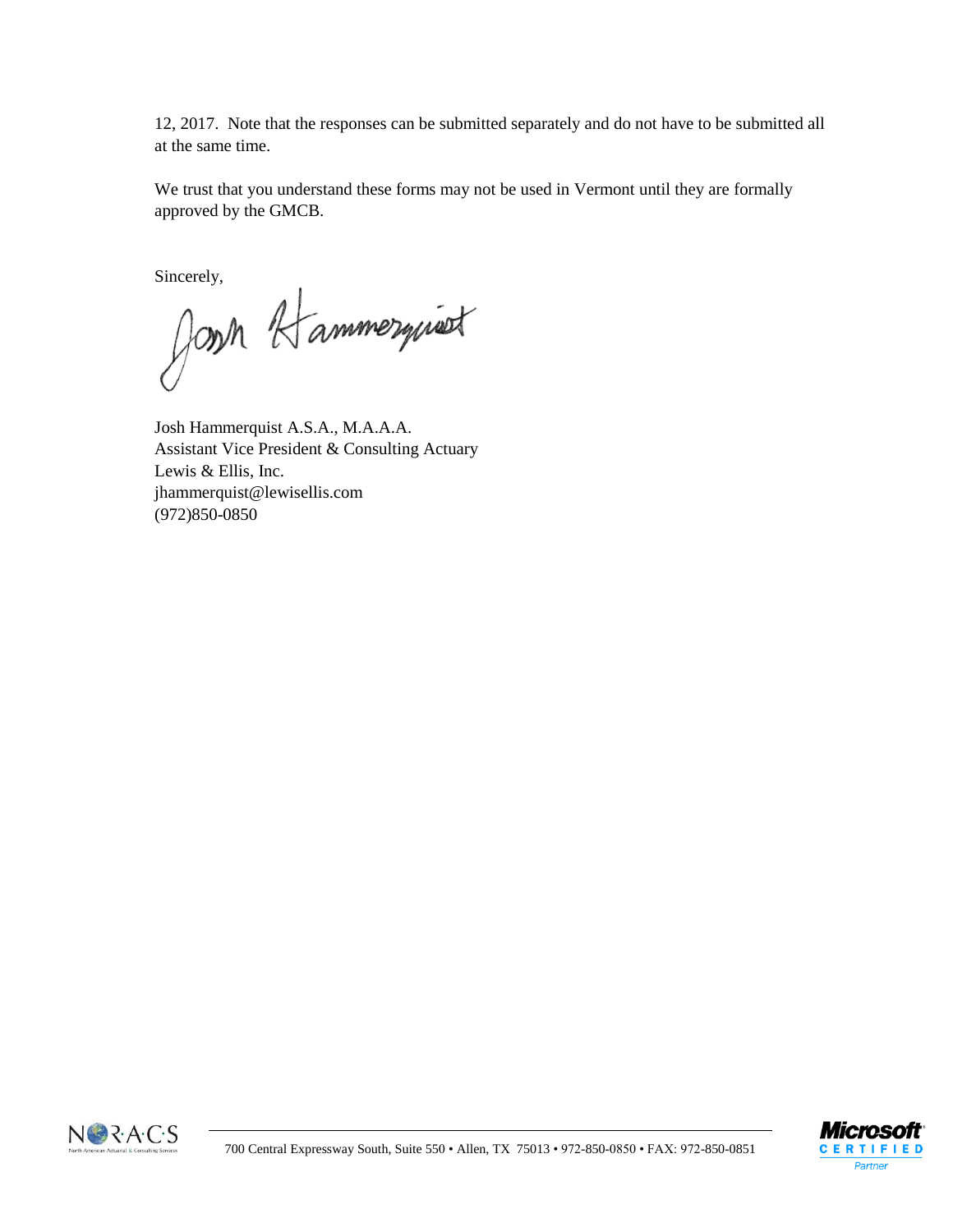12, 2017. Note that the responses can be submitted separately and do not have to be submitted all at the same time.

We trust that you understand these forms may not be used in Vermont until they are formally approved by the GMCB.

Sincerely,

Josh Hammerquist A.S.A., M.A.A.A.
Assistant Vice President & Consulting Actuary
Lewis & Ellis, Inc.
jhammerquist@lewisellis.com
(972)850-0850